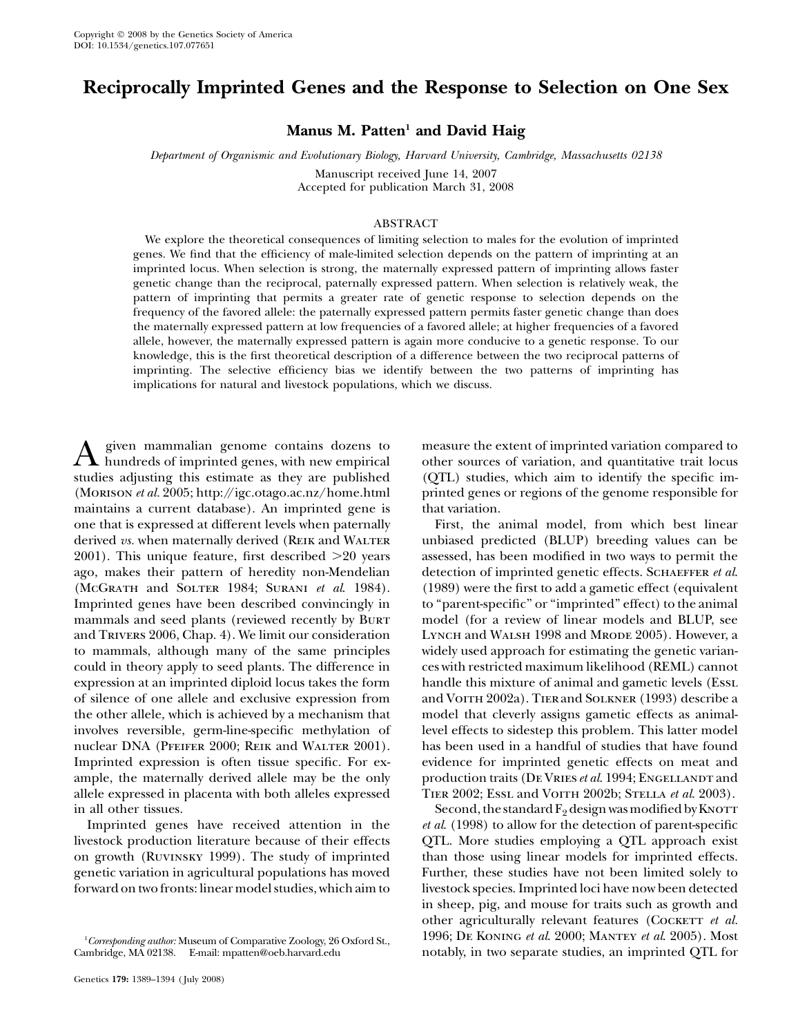# Reciprocally Imprinted Genes and the Response to Selection on One Sex

**Manus M. Patten[1] and David Haig**

*Department of Organismic and Evolutionary Biology, Harvard University, Cambridge, Massachusetts 02138*

Manuscript received June 14, 2007
Accepted for publication March 31, 2008

## ABSTRACT

We explore the theoretical consequences of limiting selection to males for the evolution of imprinted genes. We find that the efficiency of male-limited selection depends on the pattern of imprinting at an imprinted locus. When selection is strong, the maternally expressed pattern of imprinting allows faster genetic change than the reciprocal, paternally expressed pattern. When selection is relatively weak, the pattern of imprinting that permits a greater rate of genetic response to selection depends on the frequency of the favored allele: the paternally expressed pattern permits faster genetic change than does the maternally expressed pattern at low frequencies of a favored allele; at higher frequencies of a favored allele, however, the maternally expressed pattern is again more conducive to a genetic response. To our knowledge, this is the first theoretical description of a difference between the two reciprocal patterns of imprinting. The selective efficiency bias we identify between the two patterns of imprinting has implications for natural and livestock populations, which we discuss.

A given mammalian genome contains dozens to hundreds of imprinted genes, with new empirical studies adjusting this estimate as they are published (Morison *et al.* 2005; http://igc.otago.ac.nz/home.html maintains a current database). An imprinted gene is one that is expressed at different levels when paternally derived *vs.* when maternally derived (Reik and Walter 2001). This unique feature, first described >20 years ago, makes their pattern of heredity non-Mendelian (McGrath and Solter 1984; Surani *et al.* 1984). Imprinted genes have been described convincingly in mammals and seed plants (reviewed recently by Burt and Trivers 2006, Chap. 4). We limit our consideration to mammals, although many of the same principles could in theory apply to seed plants. The difference in expression at an imprinted diploid locus takes the form of silence of one allele and exclusive expression from the other allele, which is achieved by a mechanism that involves reversible, germ-line-specific methylation of nuclear DNA (Pfeifer 2000; Reik and Walter 2001). Imprinted expression is often tissue specific. For example, the maternally derived allele may be the only allele expressed in placenta with both alleles expressed in all other tissues.

Imprinted genes have received attention in the livestock production literature because of their effects on growth (Ruvinsky 1999). The study of imprinted genetic variation in agricultural populations has moved forward on two fronts: linear model studies, which aim to measure the extent of imprinted variation compared to other sources of variation, and quantitative trait locus (QTL) studies, which aim to identify the specific imprinted genes or regions of the genome responsible for that variation.

First, the animal model, from which best linear unbiased predicted (BLUP) breeding values can be assessed, has been modified in two ways to permit the detection of imprinted genetic effects. Schaeffer *et al.* (1989) were the first to add a gametic effect (equivalent to "parent-specific" or "imprinted" effect) to the animal model (for a review of linear models and BLUP, see Lynch and Walsh 1998 and Mrode 2005). However, a widely used approach for estimating the genetic variances with restricted maximum likelihood (REML) cannot handle this mixture of animal and gametic levels (Essl and Voith 2002a). Tier and Solkner (1993) describe a model that cleverly assigns gametic effects as animal-level effects to sidestep this problem. This latter model has been used in a handful of studies that have found evidence for imprinted genetic effects on meat and production traits (De Vries *et al.* 1994; Engellandt and Tier 2002; Essl and Voith 2002b; Stella *et al.* 2003).

Second, the standard $F_2$ design was modified by Knott *et al.* (1998) to allow for the detection of parent-specific QTL. More studies employing a QTL approach exist than those using linear models for imprinted effects. Further, these studies have not been limited solely to livestock species. Imprinted loci have now been detected in sheep, pig, and mouse for traits such as growth and other agriculturally relevant features (Cockett *et al.* 1996; De Koning *et al.* 2000; Mantey *et al.* 2005). Most notably, in two separate studies, an imprinted QTL for

[1] *Corresponding author:* Museum of Comparative Zoology, 26 Oxford St., Cambridge, MA 02138. E-mail: mpatten@oeb.harvard.edu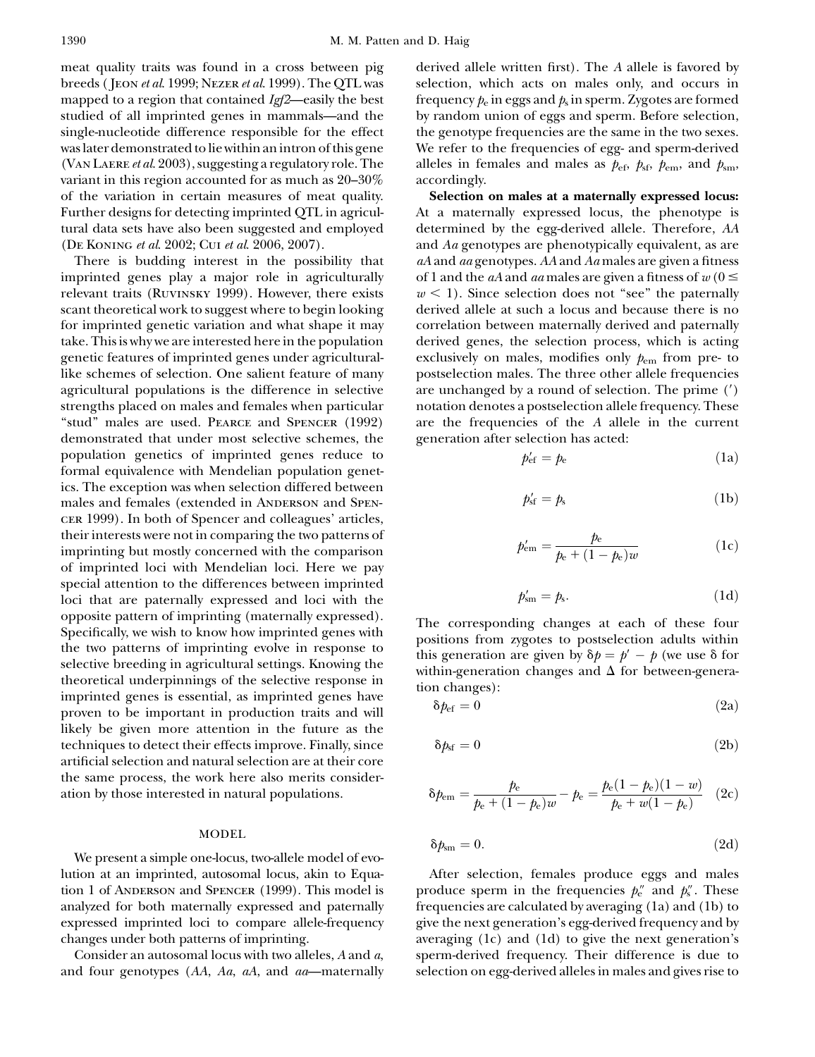meat quality traits was found in a cross between pig breeds (Jeon *et al.* 1999; Nezer *et al.* 1999). The QTL was mapped to a region that contained *Igf2*—easily the best studied of all imprinted genes in mammals—and the single-nucleotide difference responsible for the effect was later demonstrated to lie within an intron of this gene (Van Laere *et al.* 2003), suggesting a regulatory role. The variant in this region accounted for as much as 20–30% of the variation in certain measures of meat quality. Further designs for detecting imprinted QTL in agricultural data sets have also been suggested and employed (De Koning *et al.* 2002; Cui *et al.* 2006, 2007).

There is budding interest in the possibility that imprinted genes play a major role in agriculturally relevant traits (Ruvinsky 1999). However, there exists scant theoretical work to suggest where to begin looking for imprinted genetic variation and what shape it may take. This is why we are interested here in the population genetic features of imprinted genes under agricultural-like schemes of selection. One salient feature of many agricultural populations is the difference in selective strengths placed on males and females when particular "stud" males are used. Pearce and Spencer (1992) demonstrated that under most selective schemes, the population genetics of imprinted genes reduce to formal equivalence with Mendelian population genetics. The exception was when selection differed between males and females (extended in Anderson and Spencer 1999). In both of Spencer and colleagues' articles, their interests were not in comparing the two patterns of imprinting but mostly concerned with the comparison of imprinted loci with Mendelian loci. Here we pay special attention to the differences between imprinted loci that are paternally expressed and loci with the opposite pattern of imprinting (maternally expressed). Specifically, we wish to know how imprinted genes with the two patterns of imprinting evolve in response to selective breeding in agricultural settings. Knowing the theoretical underpinnings of the selective response in imprinted genes is essential, as imprinted genes have proven to be important in production traits and will likely be given more attention in the future as the techniques to detect their effects improve. Finally, since artificial selection and natural selection are at their core the same process, the work here also merits consideration by those interested in natural populations.

## MODEL

We present a simple one-locus, two-allele model of evolution at an imprinted, autosomal locus, akin to Equation 1 of Anderson and Spencer (1999). This model is analyzed for both maternally expressed and paternally expressed imprinted loci to compare allele-frequency changes under both patterns of imprinting.

Consider an autosomal locus with two alleles, *A* and *a*, and four genotypes (*AA*, *Aa*, *aA*, and *aa*—maternally derived allele written first). The *A* allele is favored by selection, which acts on males only, and occurs in frequency $p_e$ in eggs and $p_s$ in sperm. Zygotes are formed by random union of eggs and sperm. Before selection, the genotype frequencies are the same in the two sexes. We refer to the frequencies of egg- and sperm-derived alleles in females and males as $p_{ef}$, $p_{sf}$, $p_{em}$, and $p_{sm}$, accordingly.

**Selection on males at a maternally expressed locus:** At a maternally expressed locus, the phenotype is determined by the egg-derived allele. Therefore, *AA* and *Aa* genotypes are phenotypically equivalent, as are *aA* and *aa* genotypes. *AA* and *Aa* males are given a fitness of 1 and the *aA* and *aa* males are given a fitness of $w$ ($0 \leq w < 1$). Since selection does not "see" the paternally derived allele at such a locus and because there is no correlation between maternally derived and paternally derived genes, the selection process, which is acting exclusively on males, modifies only $p_{em}$ from pre- to postselection males. The three other allele frequencies are unchanged by a round of selection. The prime ($'$) notation denotes a postselection allele frequency. These are the frequencies of the *A* allele in the current generation after selection has acted:

$$p'_{ef} = p_e \tag{1a}$$

$$p'_{sf} = p_s \tag{1b}$$

$$p'_{em} = \frac{p_e}{p_e + (1 - p_e)w} \tag{1c}$$

$$p'_{sm} = p_s. \tag{1d}$$

The corresponding changes at each of these four positions from zygotes to postselection adults within this generation are given by $\delta p = p' - p$ (we use $\delta$ for within-generation changes and $\Delta$ for between-generation changes):

$$\delta p_{ef} = 0 \tag{2a}$$

$$\delta p_{sf} = 0 \tag{2b}$$

$$\delta p_{em} = \frac{p_e}{p_e + (1 - p_e)w} - p_e = \frac{p_e(1 - p_e)(1 - w)}{p_e + w(1 - p_e)} \tag{2c}$$

$$\delta p_{sm} = 0. \tag{2d}$$

After selection, females produce eggs and males produce sperm in the frequencies $p''_e$ and $p''_s$. These frequencies are calculated by averaging (1a) and (1b) to give the next generation's egg-derived frequency and by averaging (1c) and (1d) to give the next generation's sperm-derived frequency. Their difference is due to selection on egg-derived alleles in males and gives rise to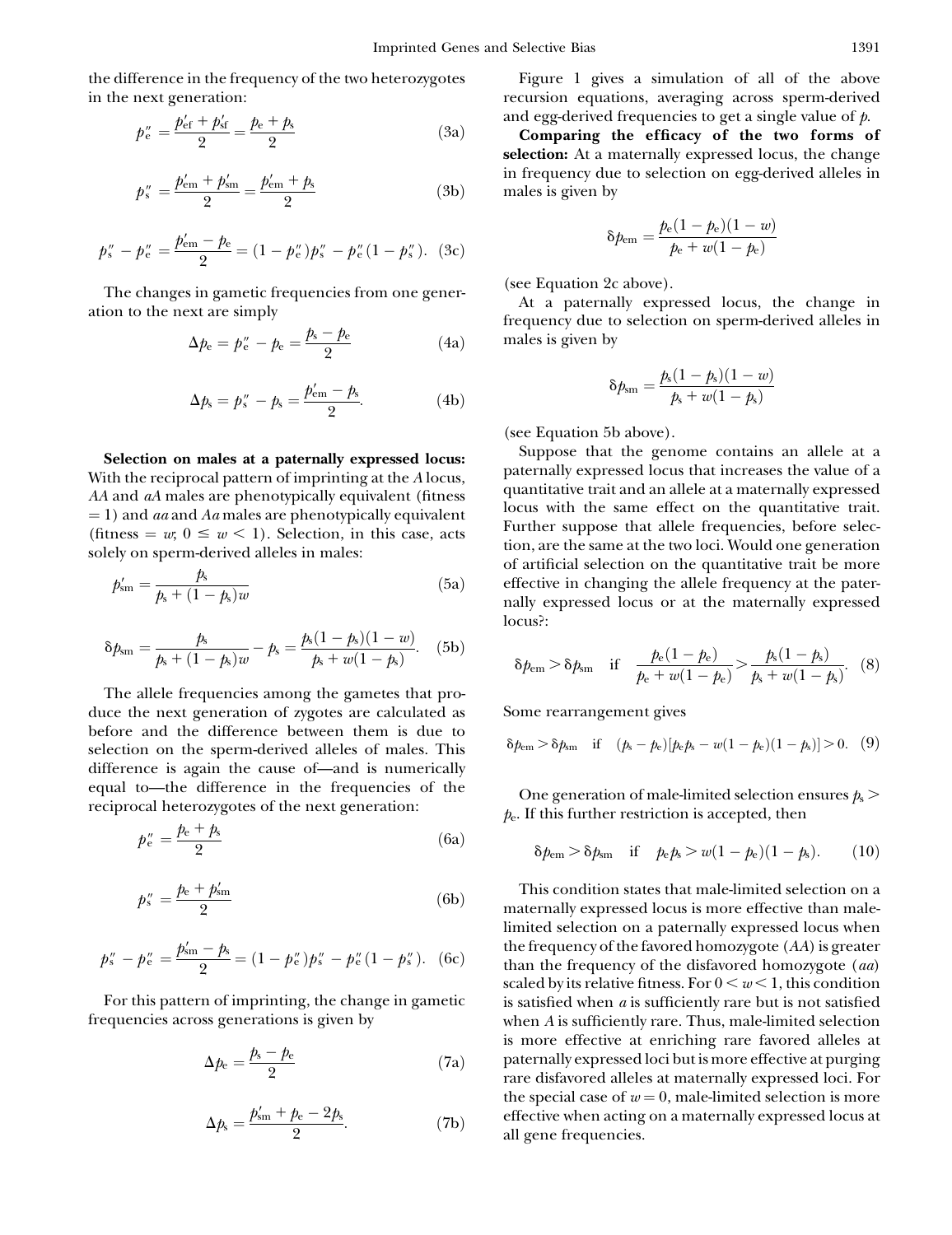the difference in the frequency of the two heterozygotes in the next generation:

$$p''_{\mathrm{e}} = \frac{p'_{\mathrm{ef}} + p'_{\mathrm{sf}}}{2} = \frac{p_{\mathrm{e}} + p_{\mathrm{s}}}{2} \tag{3a}$$

$$p''_{\mathrm{s}} = \frac{p'_{\mathrm{em}} + p'_{\mathrm{sm}}}{2} = \frac{p'_{\mathrm{em}} + p_{\mathrm{s}}}{2} \tag{3b}$$

$$p''_{\mathrm{s}} - p''_{\mathrm{e}} = \frac{p'_{\mathrm{em}} - p_{\mathrm{e}}}{2} = (1 - p''_{\mathrm{e}})p''_{\mathrm{s}} - p''_{\mathrm{e}}(1 - p''_{\mathrm{s}}). \tag{3c}$$

The changes in gametic frequencies from one generation to the next are simply

$$\Delta p_{\mathrm{e}} = p''_{\mathrm{e}} - p_{\mathrm{e}} = \frac{p_{\mathrm{s}} - p_{\mathrm{e}}}{2} \tag{4a}$$

$$\Delta p_{\mathrm{s}} = p''_{\mathrm{s}} - p_{\mathrm{s}} = \frac{p'_{\mathrm{em}} - p_{\mathrm{s}}}{2}. \tag{4b}$$

**Selection on males at a paternally expressed locus:** With the reciprocal pattern of imprinting at the *A* locus, *AA* and *aA* males are phenotypically equivalent (fitness $= 1$) and *aa* and *Aa* males are phenotypically equivalent (fitness $= w$; $0 \leq w < 1$). Selection, in this case, acts solely on sperm-derived alleles in males:

$$p'_{\mathrm{sm}} = \frac{p_{\mathrm{s}}}{p_{\mathrm{s}} + (1 - p_{\mathrm{s}})w} \tag{5a}$$

$$\delta p_{\mathrm{sm}} = \frac{p_{\mathrm{s}}}{p_{\mathrm{s}} + (1 - p_{\mathrm{s}})w} - p_{\mathrm{s}} = \frac{p_{\mathrm{s}}(1 - p_{\mathrm{s}})(1 - w)}{p_{\mathrm{s}} + w(1 - p_{\mathrm{s}})}. \tag{5b}$$

The allele frequencies among the gametes that produce the next generation of zygotes are calculated as before and the difference between them is due to selection on the sperm-derived alleles of males. This difference is again the cause of—and is numerically equal to—the difference in the frequencies of the reciprocal heterozygotes of the next generation:

$$p''_{\mathrm{e}} = \frac{p_{\mathrm{e}} + p_{\mathrm{s}}}{2} \tag{6a}$$

$$p''_{\mathrm{s}} = \frac{p_{\mathrm{e}} + p'_{\mathrm{sm}}}{2} \tag{6b}$$

$$p''_{\mathrm{s}} - p''_{\mathrm{e}} = \frac{p'_{\mathrm{sm}} - p_{\mathrm{s}}}{2} = (1 - p''_{\mathrm{e}})p''_{\mathrm{s}} - p''_{\mathrm{e}}(1 - p''_{\mathrm{s}}). \tag{6c}$$

For this pattern of imprinting, the change in gametic frequencies across generations is given by

$$\Delta p_{\mathrm{e}} = \frac{p_{\mathrm{s}} - p_{\mathrm{e}}}{2} \tag{7a}$$

$$\Delta p_{\mathrm{s}} = \frac{p'_{\mathrm{sm}} + p_{\mathrm{e}} - 2p_{\mathrm{s}}}{2}. \tag{7b}$$

Figure 1 gives a simulation of all of the above recursion equations, averaging across sperm-derived and egg-derived frequencies to get a single value of $p$.

**Comparing the efficacy of the two forms of selection:** At a maternally expressed locus, the change in frequency due to selection on egg-derived alleles in males is given by

$$\delta p_{\mathrm{em}} = \frac{p_{\mathrm{e}}(1 - p_{\mathrm{e}})(1 - w)}{p_{\mathrm{e}} + w(1 - p_{\mathrm{e}})}$$

(see Equation 2c above).

At a paternally expressed locus, the change in frequency due to selection on sperm-derived alleles in males is given by

$$\delta p_{\mathrm{sm}} = \frac{p_{\mathrm{s}}(1 - p_{\mathrm{s}})(1 - w)}{p_{\mathrm{s}} + w(1 - p_{\mathrm{s}})}$$

(see Equation 5b above).

Suppose that the genome contains an allele at a paternally expressed locus that increases the value of a quantitative trait and an allele at a maternally expressed locus with the same effect on the quantitative trait. Further suppose that allele frequencies, before selection, are the same at the two loci. Would one generation of artificial selection on the quantitative trait be more effective in changing the allele frequency at the paternally expressed locus or at the maternally expressed locus?:

$$\delta p_{\mathrm{em}} > \delta p_{\mathrm{sm}} \quad \text{if} \quad \frac{p_{\mathrm{e}}(1 - p_{\mathrm{e}})}{p_{\mathrm{e}} + w(1 - p_{\mathrm{e}})} > \frac{p_{\mathrm{s}}(1 - p_{\mathrm{s}})}{p_{\mathrm{s}} + w(1 - p_{\mathrm{s}})}. \tag{8}$$

Some rearrangement gives

$$\delta p_{\mathrm{em}} > \delta p_{\mathrm{sm}} \quad \text{if} \quad (p_{\mathrm{s}} - p_{\mathrm{e}})[p_{\mathrm{e}}p_{\mathrm{s}} - w(1 - p_{\mathrm{e}})(1 - p_{\mathrm{s}})] > 0. \tag{9}$$

One generation of male-limited selection ensures $p_{\mathrm{s}} > p_{\mathrm{e}}$. If this further restriction is accepted, then

$$\delta p_{\mathrm{em}} > \delta p_{\mathrm{sm}} \quad \text{if} \quad p_{\mathrm{e}}p_{\mathrm{s}} > w(1 - p_{\mathrm{e}})(1 - p_{\mathrm{s}}). \tag{10}$$

This condition states that male-limited selection on a maternally expressed locus is more effective than male-limited selection on a paternally expressed locus when the frequency of the favored homozygote (*AA*) is greater than the frequency of the disfavored homozygote (*aa*) scaled by its relative fitness. For $0 < w < 1$, this condition is satisfied when *a* is sufficiently rare but is not satisfied when *A* is sufficiently rare. Thus, male-limited selection is more effective at enriching rare favored alleles at paternally expressed loci but is more effective at purging rare disfavored alleles at maternally expressed loci. For the special case of $w = 0$, male-limited selection is more effective when acting on a maternally expressed locus at all gene frequencies.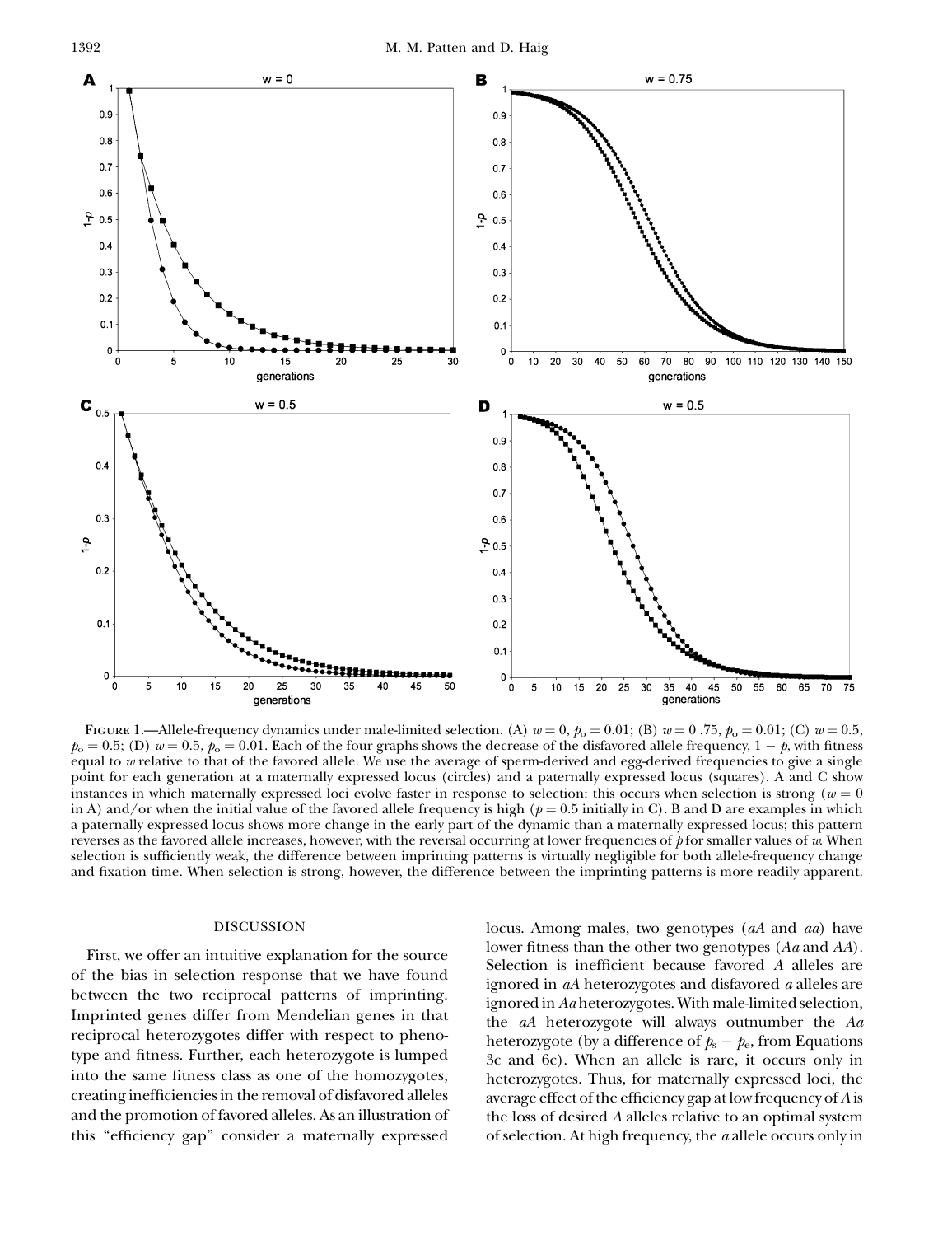A

w = 0

1-p

generations

B

w = 0.75

1-p

generations

C

w = 0.5

1-p

generations

D

w = 0.5

1-p

generations

FIGURE 1.—Allele-frequency dynamics under male-limited selection. (A) $w = 0$, $p_o = 0.01$; (B) $w = 0.75$, $p_o = 0.01$; (C) $w = 0.5$, $p_o = 0.5$; (D) $w = 0.5$, $p_o = 0.01$. Each of the four graphs shows the decrease of the disfavored allele frequency, $1 - p$, with fitness equal to $w$ relative to that of the favored allele. We use the average of sperm-derived and egg-derived frequencies to give a single point for each generation at a maternally expressed locus (circles) and a paternally expressed locus (squares). A and C show instances in which maternally expressed loci evolve faster in response to selection: this occurs when selection is strong ($w = 0$ in A) and/or when the initial value of the favored allele frequency is high ($p = 0.5$ initially in C). B and D are examples in which a paternally expressed locus shows more change in the early part of the dynamic than a maternally expressed locus; this pattern reverses as the favored allele increases, however, with the reversal occurring at lower frequencies of $p$ for smaller values of $w$. When selection is sufficiently weak, the difference between imprinting patterns is virtually negligible for both allele-frequency change and fixation time. When selection is strong, however, the difference between the imprinting patterns is more readily apparent.

## DISCUSSION

First, we offer an intuitive explanation for the source of the bias in selection response that we have found between the two reciprocal patterns of imprinting. Imprinted genes differ from Mendelian genes in that reciprocal heterozygotes differ with respect to phenotype and fitness. Further, each heterozygote is lumped into the same fitness class as one of the homozygotes, creating inefficiencies in the removal of disfavored alleles and the promotion of favored alleles. As an illustration of this "efficiency gap" consider a maternally expressed locus. Among males, two genotypes (*aA* and *aa*) have lower fitness than the other two genotypes (*Aa* and *AA*). Selection is inefficient because favored *A* alleles are ignored in *aA* heterozygotes and disfavored *a* alleles are ignored in *Aa* heterozygotes. With male-limited selection, the *aA* heterozygote will always outnumber the *Aa* heterozygote (by a difference of $p_s - p_e$, from Equations 3c and 6c). When an allele is rare, it occurs only in heterozygotes. Thus, for maternally expressed loci, the average effect of the efficiency gap at low frequency of *A* is the loss of desired *A* alleles relative to an optimal system of selection. At high frequency, the *a* allele occurs only in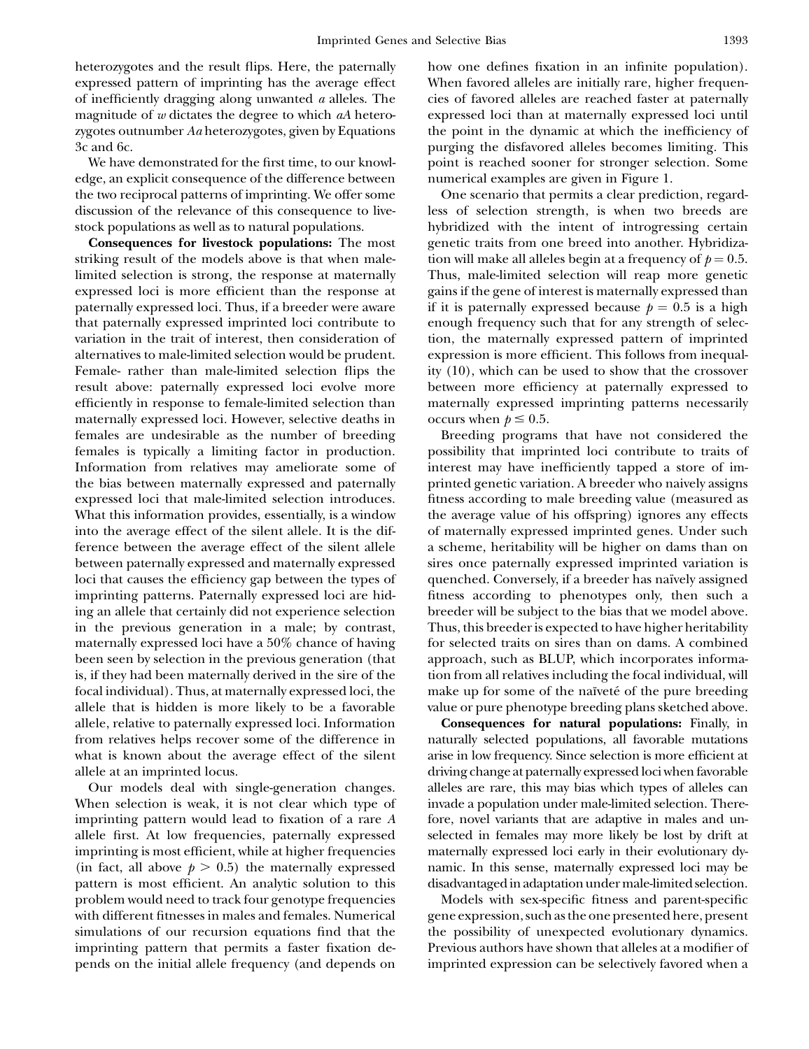heterozygotes and the result flips. Here, the paternally expressed pattern of imprinting has the average effect of inefficiently dragging along unwanted $a$ alleles. The magnitude of $w$ dictates the degree to which $aA$ heterozygotes outnumber $Aa$ heterozygotes, given by Equations 3c and 6c.

We have demonstrated for the first time, to our knowledge, an explicit consequence of the difference between the two reciprocal patterns of imprinting. We offer some discussion of the relevance of this consequence to livestock populations as well as to natural populations.

**Consequences for livestock populations:** The most striking result of the models above is that when male-limited selection is strong, the response at maternally expressed loci is more efficient than the response at paternally expressed loci. Thus, if a breeder were aware that paternally expressed imprinted loci contribute to variation in the trait of interest, then consideration of alternatives to male-limited selection would be prudent. Female- rather than male-limited selection flips the result above: paternally expressed loci evolve more efficiently in response to female-limited selection than maternally expressed loci. However, selective deaths in females are undesirable as the number of breeding females is typically a limiting factor in production. Information from relatives may ameliorate some of the bias between maternally expressed and paternally expressed loci that male-limited selection introduces. What this information provides, essentially, is a window into the average effect of the silent allele. It is the difference between the average effect of the silent allele between paternally expressed and maternally expressed loci that causes the efficiency gap between the types of imprinting patterns. Paternally expressed loci are hiding an allele that certainly did not experience selection in the previous generation in a male; by contrast, maternally expressed loci have a 50% chance of having been seen by selection in the previous generation (that is, if they had been maternally derived in the sire of the focal individual). Thus, at maternally expressed loci, the allele that is hidden is more likely to be a favorable allele, relative to paternally expressed loci. Information from relatives helps recover some of the difference in what is known about the average effect of the silent allele at an imprinted locus.

Our models deal with single-generation changes. When selection is weak, it is not clear which type of imprinting pattern would lead to fixation of a rare $A$ allele first. At low frequencies, paternally expressed imprinting is most efficient, while at higher frequencies (in fact, all above $p > 0.5$) the maternally expressed pattern is most efficient. An analytic solution to this problem would need to track four genotype frequencies with different fitnesses in males and females. Numerical simulations of our recursion equations find that the imprinting pattern that permits a faster fixation depends on the initial allele frequency (and depends on how one defines fixation in an infinite population). When favored alleles are initially rare, higher frequencies of favored alleles are reached faster at paternally expressed loci than at maternally expressed loci until the point in the dynamic at which the inefficiency of purging the disfavored alleles becomes limiting. This point is reached sooner for stronger selection. Some numerical examples are given in Figure 1.

One scenario that permits a clear prediction, regardless of selection strength, is when two breeds are hybridized with the intent of introgressing certain genetic traits from one breed into another. Hybridization will make all alleles begin at a frequency of $p = 0.5$. Thus, male-limited selection will reap more genetic gains if the gene of interest is maternally expressed than if it is paternally expressed because $p = 0.5$ is a high enough frequency such that for any strength of selection, the maternally expressed pattern of imprinted expression is more efficient. This follows from inequality (10), which can be used to show that the crossover between more efficiency at paternally expressed to maternally expressed imprinting patterns necessarily occurs when $p \leq 0.5$.

Breeding programs that have not considered the possibility that imprinted loci contribute to traits of interest may have inefficiently tapped a store of imprinted genetic variation. A breeder who naively assigns fitness according to male breeding value (measured as the average value of his offspring) ignores any effects of maternally expressed imprinted genes. Under such a scheme, heritability will be higher on dams than on sires once paternally expressed imprinted variation is quenched. Conversely, if a breeder has naïvely assigned fitness according to phenotypes only, then such a breeder will be subject to the bias that we model above. Thus, this breeder is expected to have higher heritability for selected traits on sires than on dams. A combined approach, such as BLUP, which incorporates information from all relatives including the focal individual, will make up for some of the naïveté of the pure breeding value or pure phenotype breeding plans sketched above.

**Consequences for natural populations:** Finally, in naturally selected populations, all favorable mutations arise in low frequency. Since selection is more efficient at driving change at paternally expressed loci when favorable alleles are rare, this may bias which types of alleles can invade a population under male-limited selection. Therefore, novel variants that are adaptive in males and unselected in females may more likely be lost by drift at maternally expressed loci early in their evolutionary dynamic. In this sense, maternally expressed loci may be disadvantaged in adaptation under male-limited selection.

Models with sex-specific fitness and parent-specific gene expression, such as the one presented here, present the possibility of unexpected evolutionary dynamics. Previous authors have shown that alleles at a modifier of imprinted expression can be selectively favored when a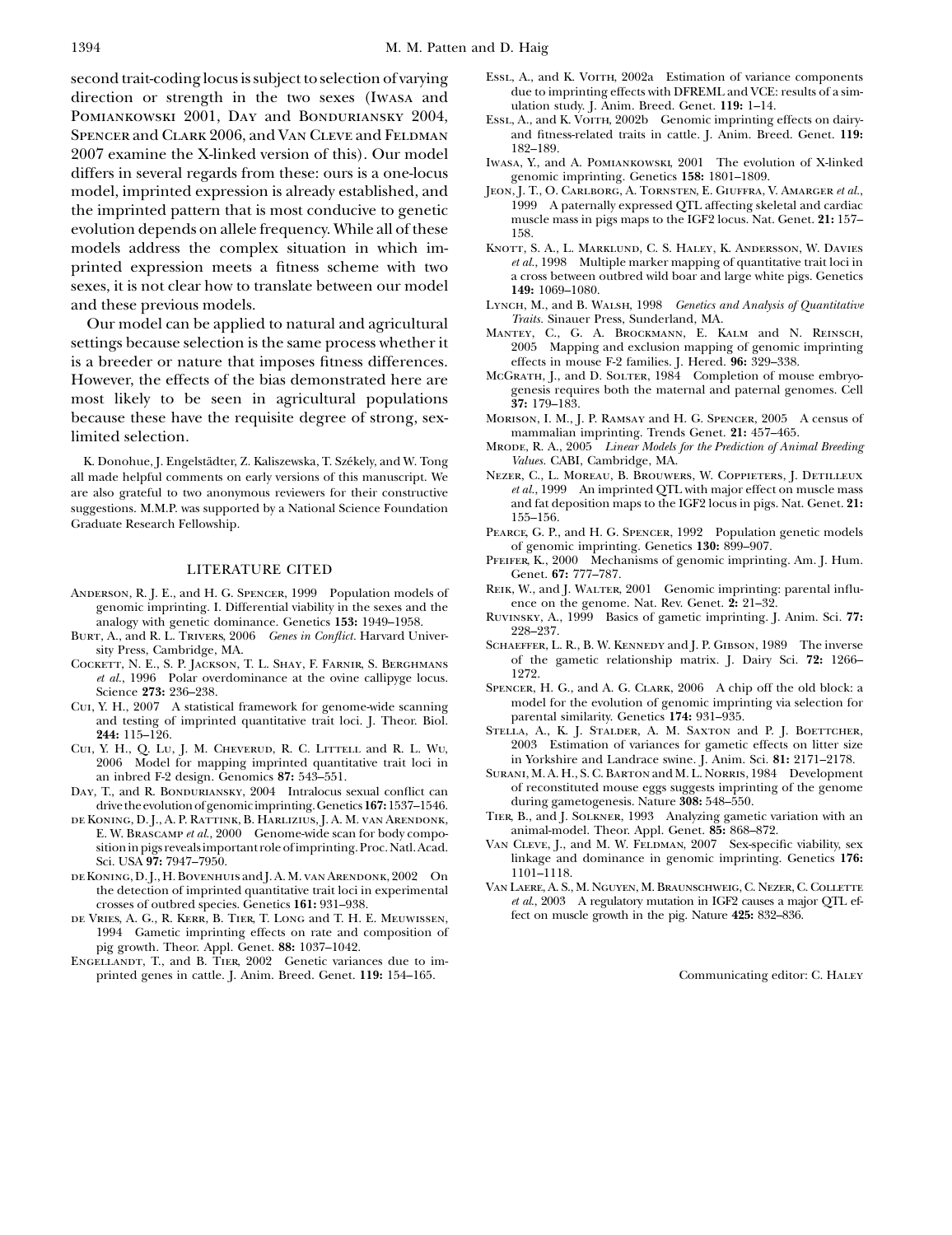second trait-coding locus is subject to selection of varying direction or strength in the two sexes (Iwasa and Pomiankowski 2001, Day and Bonduriansky 2004, Spencer and Clark 2006, and Van Cleve and Feldman 2007 examine the X-linked version of this). Our model differs in several regards from these: ours is a one-locus model, imprinted expression is already established, and the imprinted pattern that is most conducive to genetic evolution depends on allele frequency. While all of these models address the complex situation in which imprinted expression meets a fitness scheme with two sexes, it is not clear how to translate between our model and these previous models.

Our model can be applied to natural and agricultural settings because selection is the same process whether it is a breeder or nature that imposes fitness differences. However, the effects of the bias demonstrated here are most likely to be seen in agricultural populations because these have the requisite degree of strong, sex-limited selection.

K. Donohue, J. Engelstädter, Z. Kaliszewska, T. Székely, and W. Tong all made helpful comments on early versions of this manuscript. We are also grateful to two anonymous reviewers for their constructive suggestions. M.M.P. was supported by a National Science Foundation Graduate Research Fellowship.

## LITERATURE CITED

Anderson, R. J. E., and H. G. Spencer, 1999 Population models of genomic imprinting. I. Differential viability in the sexes and the analogy with genetic dominance. Genetics **153:** 1949–1958.

Burt, A., and R. L. Trivers, 2006 *Genes in Conflict*. Harvard University Press, Cambridge, MA.

Cockett, N. E., S. P. Jackson, T. L. Shay, F. Farnir, S. Berghmans *et al.*, 1996 Polar overdominance at the ovine callipyge locus. Science **273:** 236–238.

Cui, Y. H., 2007 A statistical framework for genome-wide scanning and testing of imprinted quantitative trait loci. J. Theor. Biol. **244:** 115–126.

Cui, Y. H., Q. Lu, J. M. Cheverud, R. C. Littell and R. L. Wu, 2006 Model for mapping imprinted quantitative trait loci in an inbred F-2 design. Genomics **87:** 543–551.

Day, T., and R. Bonduriansky, 2004 Intralocus sexual conflict can drive the evolution of genomic imprinting. Genetics **167:** 1537–1546.

de Koning, D. J., A. P. Rattink, B. Harlizius, J. A. M. van Arendonk, E. W. Brascamp *et al.*, 2000 Genome-wide scan for body composition in pigs reveals important role of imprinting. Proc. Natl. Acad. Sci. USA **97:** 7947–7950.

de Koning, D. J., H. Bovenhuis and J. A. M. van Arendonk, 2002 On the detection of imprinted quantitative trait loci in experimental crosses of outbred species. Genetics **161:** 931–938.

de Vries, A. G., R. Kerr, B. Tier, T. Long and T. H. E. Meuwissen, 1994 Gametic imprinting effects on rate and composition of pig growth. Theor. Appl. Genet. **88:** 1037–1042.

Engellandt, T., and B. Tier, 2002 Genetic variances due to imprinted genes in cattle. J. Anim. Breed. Genet. **119:** 154–165.

Essl, A., and K. Voith, 2002a Estimation of variance components due to imprinting effects with DFREML and VCE: results of a simulation study. J. Anim. Breed. Genet. **119:** 1–14.

Essl, A., and K. Voith, 2002b Genomic imprinting effects on dairy-and fitness-related traits in cattle. J. Anim. Breed. Genet. **119:** 182–189.

Iwasa, Y., and A. Pomiankowski, 2001 The evolution of X-linked genomic imprinting. Genetics **158:** 1801–1809.

Jeon, J. T., O. Carlborg, A. Tornsten, E. Giuffra, V. Amarger *et al.*, 1999 A paternally expressed QTL affecting skeletal and cardiac muscle mass in pigs maps to the IGF2 locus. Nat. Genet. **21:** 157–158.

Knott, S. A., L. Marklund, C. S. Haley, K. Andersson, W. Davies *et al.*, 1998 Multiple marker mapping of quantitative trait loci in a cross between outbred wild boar and large white pigs. Genetics **149:** 1069–1080.

Lynch, M., and B. Walsh, 1998 *Genetics and Analysis of Quantitative Traits*. Sinauer Press, Sunderland, MA.

Mantey, C., G. A. Brockmann, E. Kalm and N. Reinsch, 2005 Mapping and exclusion mapping of genomic imprinting effects in mouse F-2 families. J. Hered. **96:** 329–338.

McGrath, J., and D. Solter, 1984 Completion of mouse embryogenesis requires both the maternal and paternal genomes. Cell **37:** 179–183.

Morison, I. M., J. P. Ramsay and H. G. Spencer, 2005 A census of mammalian imprinting. Trends Genet. **21:** 457–465.

Mrode, R. A., 2005 *Linear Models for the Prediction of Animal Breeding Values*. CABI, Cambridge, MA.

Nezer, C., L. Moreau, B. Brouwers, W. Coppieters, J. Detilleux *et al.*, 1999 An imprinted QTL with major effect on muscle mass and fat deposition maps to the IGF2 locus in pigs. Nat. Genet. **21:** 155–156.

Pearce, G. P., and H. G. Spencer, 1992 Population genetic models of genomic imprinting. Genetics **130:** 899–907.

Pfeifer, K., 2000 Mechanisms of genomic imprinting. Am. J. Hum. Genet. **67:** 777–787.

Reik, W., and J. Walter, 2001 Genomic imprinting: parental influence on the genome. Nat. Rev. Genet. **2:** 21–32.

Ruvinsky, A., 1999 Basics of gametic imprinting. J. Anim. Sci. **77:** 228–237.

Schaeffer, L. R., B. W. Kennedy and J. P. Gibson, 1989 The inverse of the gametic relationship matrix. J. Dairy Sci. **72:** 1266–1272.

Spencer, H. G., and A. G. Clark, 2006 A chip off the old block: a model for the evolution of genomic imprinting via selection for parental similarity. Genetics **174:** 931–935.

Stella, A., K. J. Stalder, A. M. Saxton and P. J. Boettcher, 2003 Estimation of variances for gametic effects on litter size in Yorkshire and Landrace swine. J. Anim. Sci. **81:** 2171–2178.

Surani, M. A. H., S. C. Barton and M. L. Norris, 1984 Development of reconstituted mouse eggs suggests imprinting of the genome during gametogenesis. Nature **308:** 548–550.

Tier, B., and J. Solkner, 1993 Analyzing gametic variation with an animal-model. Theor. Appl. Genet. **85:** 868–872.

Van Cleve, J., and M. W. Feldman, 2007 Sex-specific viability, sex linkage and dominance in genomic imprinting. Genetics **176:** 1101–1118.

Van Laere, A. S., M. Nguyen, M. Braunschweig, C. Nezer, C. Collette *et al.*, 2003 A regulatory mutation in IGF2 causes a major QTL effect on muscle growth in the pig. Nature **425:** 832–836.

Communicating editor: C. Haley